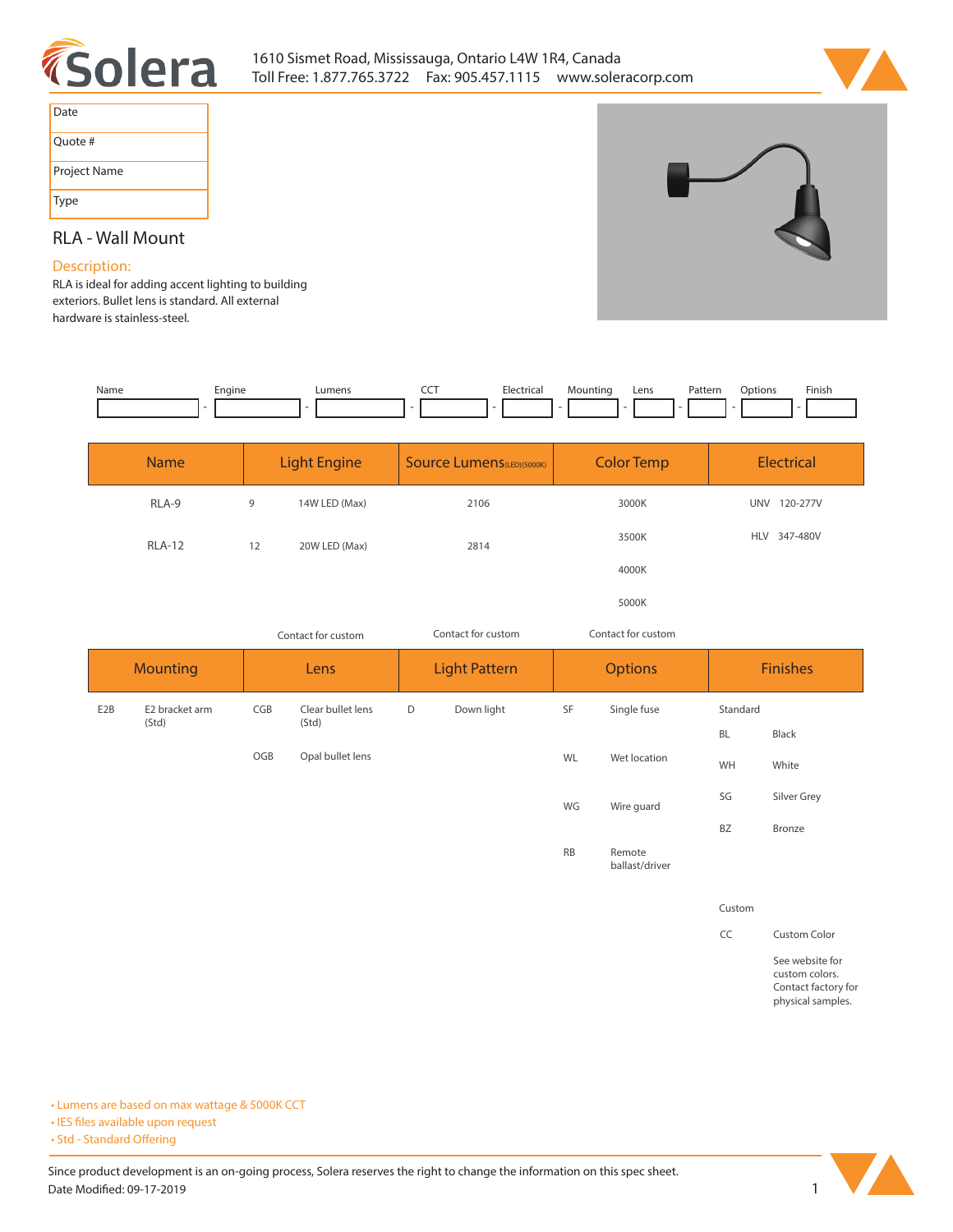1610 Sismet Road, Mississauga, Ontario L4W 1R4, Canada
Toll Free: 1.877.765.3722 Fax: 905.457.1115 www.soleracorp.com

| Date |
|---|
| Quote # |
| Project Name |
| Type |

## RLA - Wall Mount

### Description:

RLA is ideal for adding accent lighting to building exteriors. Bullet lens is standard. All external hardware is stainless-steel.

| Name | Engine | Lumens | CCT | Electrical | Mounting | Lens | Pattern | Options | Finish |
|---|---|---|---|---|---|---|---|---|---|
| | - | - | - | - | - | - | - | - | - |

| Name | Light Engine | | Source Lumens(LED)(5000K) | Color Temp | Electrical |
|---|---|---|---|---|---|
| RLA-9 | 9 | 14W LED (Max) | 2106 | 3000K | UNV 120-277V |
| RLA-12 | 12 | 20W LED (Max) | 2814 | 3500K | HLV 347-480V |
| | | | | 4000K | |
| | | | | 5000K | |
| | Contact for custom | | Contact for custom | Contact for custom | |

| Mounting | | Lens | | Light Pattern | | Options | | Finishes | |
|---|---|---|---|---|---|---|---|---|---|
| E2B | E2 bracket arm (Std) | CGB | Clear bullet lens (Std) | D | Down light | SF | Single fuse | Standard | |
| | | OGB | Opal bullet lens | | | WL | Wet location | BL | Black |
| | | | | | | WG | Wire guard | WH | White |
| | | | | | | RB | Remote ballast/driver | SG | Silver Grey |
| | | | | | | | | BZ | Bronze |
| | | | | | | | | Custom | |
| | | | | | | | | CC | Custom Color<br>See website for custom colors. Contact factory for physical samples. |

- Lumens are based on max wattage & 5000K CCT
- IES files available upon request
- Std - Standard Offering

Since product development is an on-going process, Solera reserves the right to change the information on this spec sheet.
Date Modified: 09-17-2019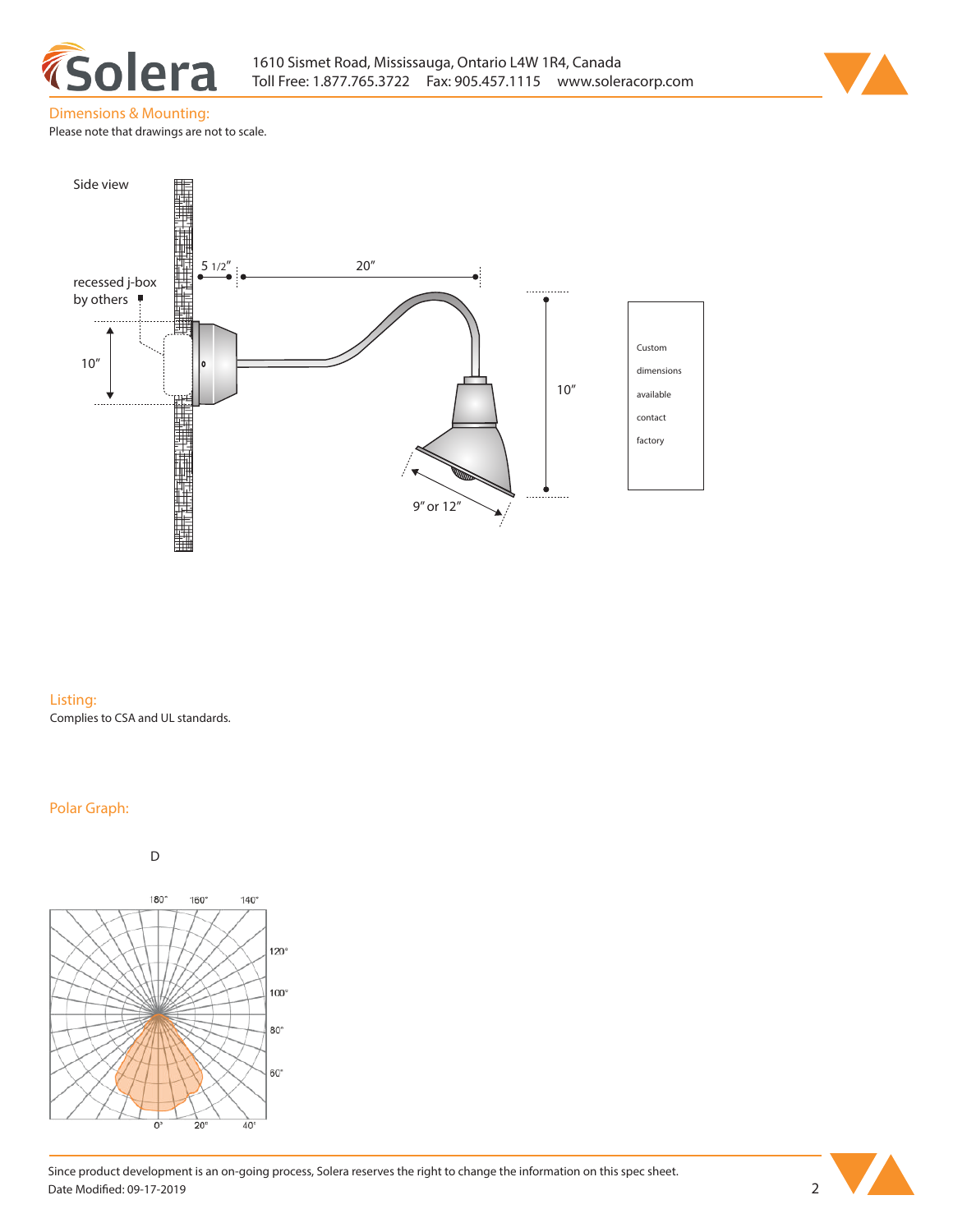1610 Sismet Road, Mississauga, Ontario L4W 1R4, Canada
Toll Free: 1.877.765.3722 Fax: 905.457.1115 www.soleracorp.com

## Dimensions & Mounting:

Please note that drawings are not to scale.

Side view

recessed j-box by others

5 1/2″

20″

10″

10″

9″ or 12″

Custom dimensions available contact factory

## Listing:

Complies to CSA and UL standards.

## Polar Graph:

D

180° 160° 140°

120°

100°

80°

60°

0° 20° 40°

Since product development is an on-going process, Solera reserves the right to change the information on this spec sheet.
Date Modified: 09-17-2019